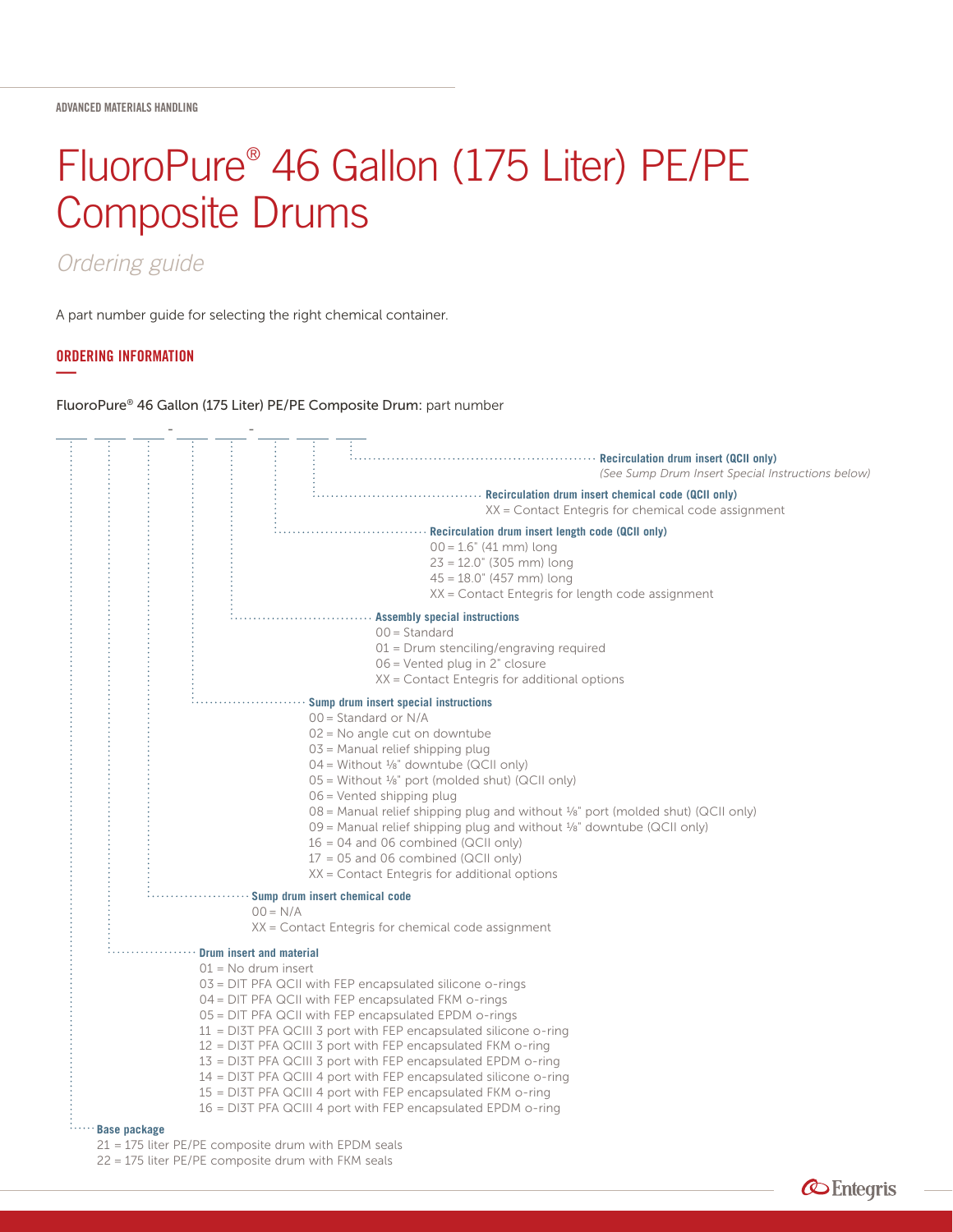ADVANCED MATERIALS HANDLING

# FluoroPure® 46 Gallon (175 Liter) PE/PE Composite Drums

*Ordering guide*

A part number guide for selecting the right chemical container.

## ORDERING INFORMATION

FluoroPure® 46 Gallon (175 Liter) PE/PE Composite Drum: part number

____ ____ ____ - ____ ____ - ____ ____ ____

**Recirculation drum insert (QCII only)**
*(See Sump Drum Insert Special Instructions below)*

**Recirculation drum insert chemical code (QCII only)**
XX = Contact Entegris for chemical code assignment

**Recirculation drum insert length code (QCII only)**
00 = 1.6" (41 mm) long
23 = 12.0" (305 mm) long
45 = 18.0" (457 mm) long
XX = Contact Entegris for length code assignment

**Assembly special instructions**
00 = Standard
01 = Drum stenciling/engraving required
06 = Vented plug in 2" closure
XX = Contact Entegris for additional options

**Sump drum insert special instructions**
00 = Standard or N/A
02 = No angle cut on downtube
03 = Manual relief shipping plug
04 = Without ⅛" downtube (QCII only)
05 = Without ⅛" port (molded shut) (QCII only)
06 = Vented shipping plug
08 = Manual relief shipping plug and without ⅛" port (molded shut) (QCII only)
09 = Manual relief shipping plug and without ⅛" downtube (QCII only)
16 = 04 and 06 combined (QCII only)
17 = 05 and 06 combined (QCII only)
XX = Contact Entegris for additional options

**Sump drum insert chemical code**
00 = N/A
XX = Contact Entegris for chemical code assignment

**Drum insert and material**
01 = No drum insert
03 = DIT PFA QCII with FEP encapsulated silicone o-rings
04 = DIT PFA QCII with FEP encapsulated FKM o-rings
05 = DIT PFA QCII with FEP encapsulated EPDM o-rings
11 = DI3T PFA QCIII 3 port with FEP encapsulated silicone o-ring
12 = DI3T PFA QCIII 3 port with FEP encapsulated FKM o-ring
13 = DI3T PFA QCIII 3 port with FEP encapsulated EPDM o-ring
14 = DI3T PFA QCIII 4 port with FEP encapsulated silicone o-ring
15 = DI3T PFA QCIII 4 port with FEP encapsulated FKM o-ring
16 = DI3T PFA QCIII 4 port with FEP encapsulated EPDM o-ring

**Base package**
21 = 175 liter PE/PE composite drum with EPDM seals
22 = 175 liter PE/PE composite drum with FKM seals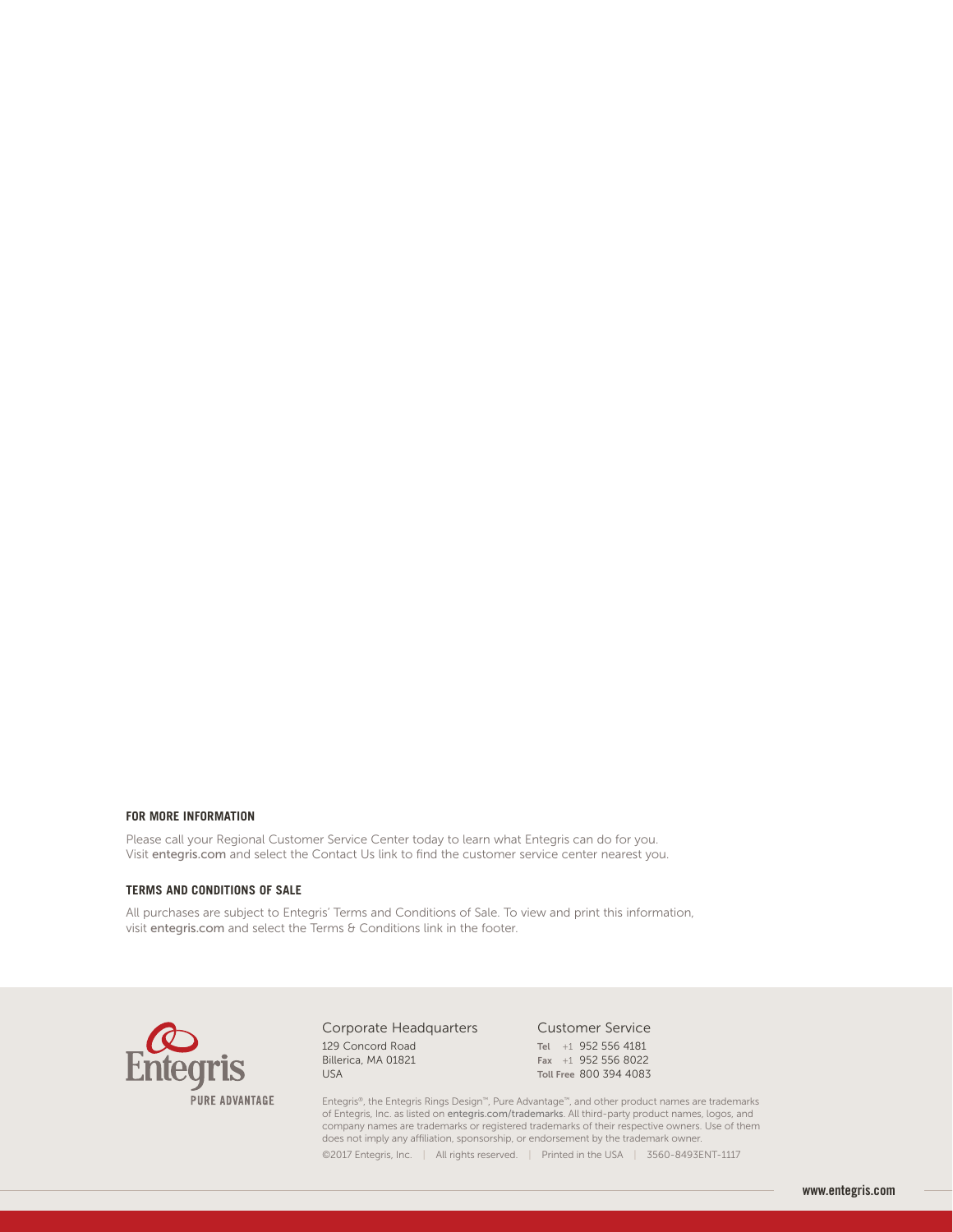### FOR MORE INFORMATION

Please call your Regional Customer Service Center today to learn what Entegris can do for you.
Visit entegris.com and select the Contact Us link to find the customer service center nearest you.

### TERMS AND CONDITIONS OF SALE

All purchases are subject to Entegris' Terms and Conditions of Sale. To view and print this information, visit entegris.com and select the Terms & Conditions link in the footer.

Entegris
PURE ADVANTAGE

Corporate Headquarters
129 Concord Road
Billerica, MA 01821
USA

Customer Service
Tel +1 952 556 4181
Fax +1 952 556 8022
Toll Free 800 394 4083

Entegris®, the Entegris Rings Design™, Pure Advantage™, and other product names are trademarks of Entegris, Inc. as listed on entegris.com/trademarks. All third-party product names, logos, and company names are trademarks or registered trademarks of their respective owners. Use of them does not imply any affiliation, sponsorship, or endorsement by the trademark owner.

©2017 Entegris, Inc. | All rights reserved. | Printed in the USA | 3560-8493ENT-1117

www.entegris.com